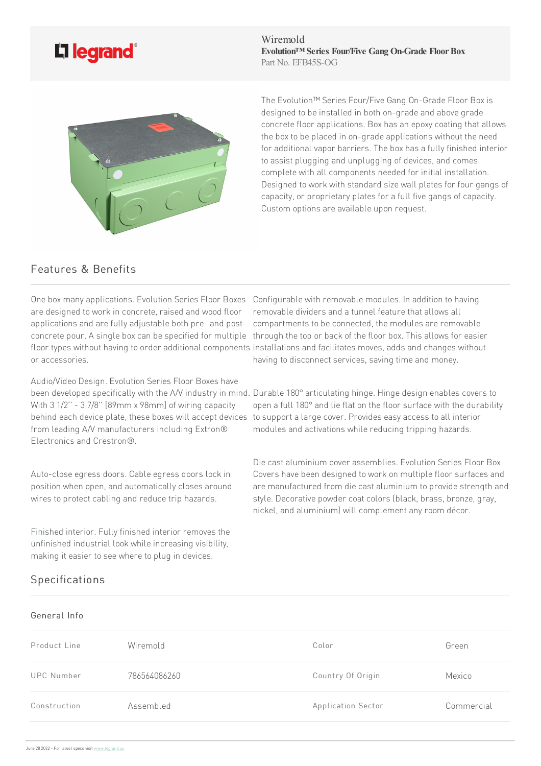Wiremold
**Evolution™ Series Four/Five Gang On-Grade Floor Box**
Part No. EFB45S-OG

The Evolution™ Series Four/Five Gang On-Grade Floor Box is designed to be installed in both on-grade and above grade concrete floor applications. Box has an epoxy coating that allows the box to be placed in on-grade applications without the need for additional vapor barriers. The box has a fully finished interior to assist plugging and unplugging of devices, and comes complete with all components needed for initial installation. Designed to work with standard size wall plates for four gangs of capacity, or proprietary plates for a full five gangs of capacity. Custom options are available upon request.

## Features & Benefits

One box many applications. Evolution Series Floor Boxes are designed to work in concrete, raised and wood floor applications and are fully adjustable both pre- and post-concrete pour. A single box can be specified for multiple floor types without having to order additional components or accessories.

Audio/Video Design. Evolution Series Floor Boxes have been developed specifically with the A/V industry in mind. With 3 1/2" - 3 7/8" [89mm x 98mm] of wiring capacity behind each device plate, these boxes will accept devices from leading A/V manufacturers including Extron® Electronics and Crestron®.

Auto-close egress doors. Cable egress doors lock in position when open, and automatically closes around wires to protect cabling and reduce trip hazards.

Finished interior. Fully finished interior removes the unfinished industrial look while increasing visibility, making it easier to see where to plug in devices.

Configurable with removable modules. In addition to having removable dividers and a tunnel feature that allows all compartments to be connected, the modules are removable through the top or back of the floor box. This allows for easier installations and facilitates moves, adds and changes without having to disconnect services, saving time and money.

Durable 180° articulating hinge. Hinge design enables covers to open a full 180° and lie flat on the floor surface with the durability to support a large cover. Provides easy access to all interior modules and activations while reducing tripping hazards.

Die cast aluminium cover assemblies. Evolution Series Floor Box Covers have been designed to work on multiple floor surfaces and are manufactured from die cast aluminium to provide strength and style. Decorative powder coat colors (black, brass, bronze, gray, nickel, and aluminium) will complement any room décor.

## Specifications

### General Info

| | | | |
|---|---|---|---|
| Product Line | Wiremold | Color | Green |
| UPC Number | 786564086260 | Country Of Origin | Mexico |
| Construction | Assembled | Application Sector | Commercial |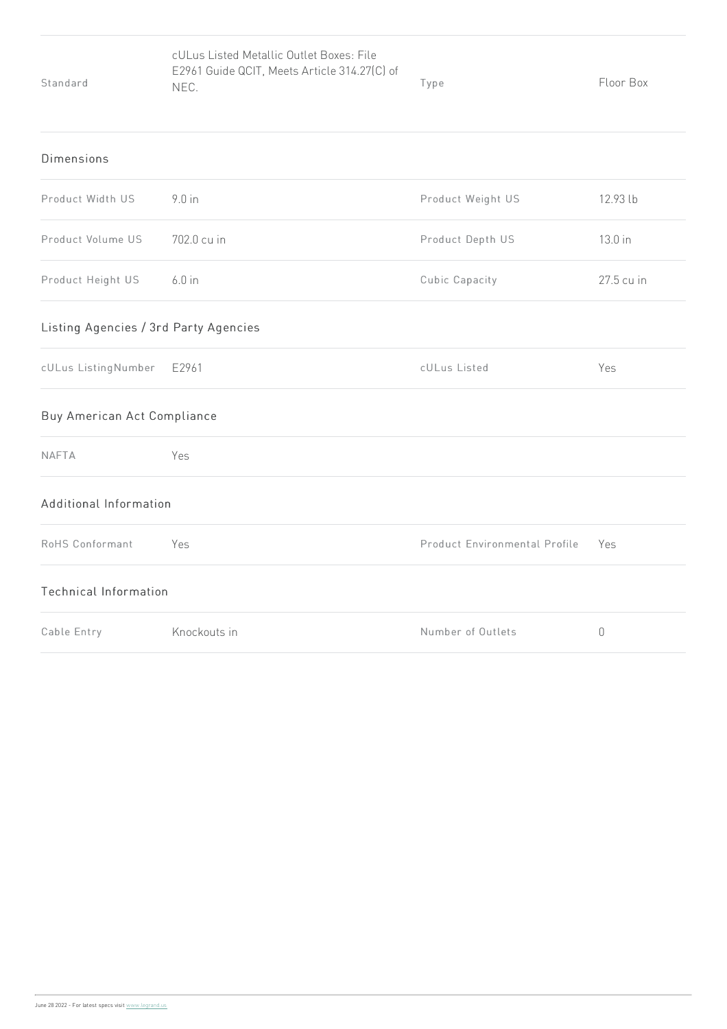| | | | |
|---|---|---|---|
| Standard | cULus Listed Metallic Outlet Boxes: File E2961 Guide QCIT, Meets Article 314.27(C) of NEC. | Type | Floor Box |

## Dimensions

| | | | |
|---|---|---|---|
| Product Width US | 9.0 in | Product Weight US | 12.93 lb |
| Product Volume US | 702.0 cu in | Product Depth US | 13.0 in |
| Product Height US | 6.0 in | Cubic Capacity | 27.5 cu in |

## Listing Agencies / 3rd Party Agencies

| | | | |
|---|---|---|---|
| cULus ListingNumber | E2961 | cULus Listed | Yes |

## Buy American Act Compliance

| | |
|---|---|
| NAFTA | Yes |

## Additional Information

| | | | |
|---|---|---|---|
| RoHS Conformant | Yes | Product Environmental Profile | Yes |

## Technical Information

| | | | |
|---|---|---|---|
| Cable Entry | Knockouts in | Number of Outlets | 0 |